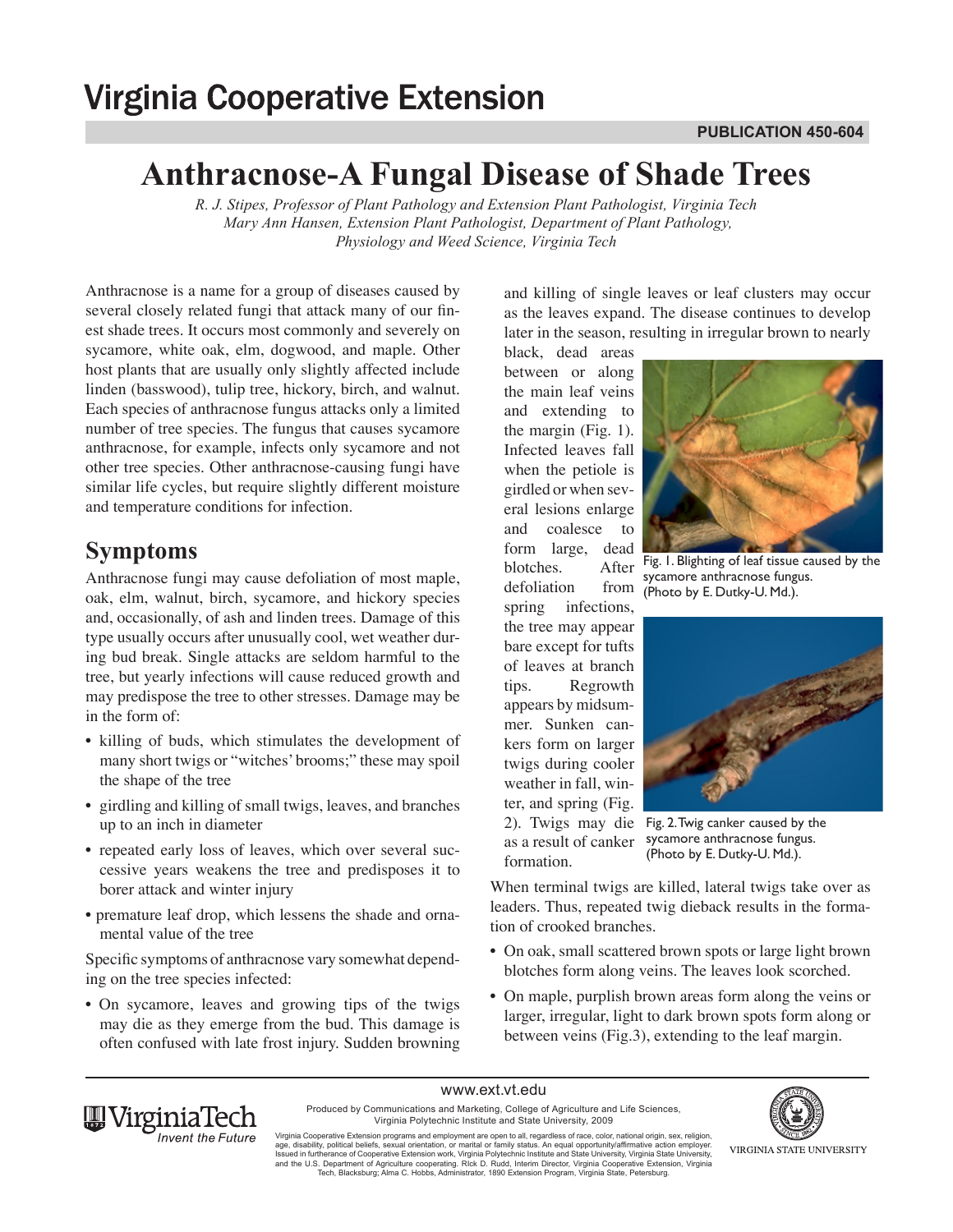# Anthracnose-A Fungal Disease of Shade Trees

*R. J. Stipes, Professor of Plant Pathology and Extension Plant Pathologist, Virginia Tech*
*Mary Ann Hansen, Extension Plant Pathologist, Department of Plant Pathology, Physiology and Weed Science, Virginia Tech*

Anthracnose is a name for a group of diseases caused by several closely related fungi that attack many of our finest shade trees. It occurs most commonly and severely on sycamore, white oak, elm, dogwood, and maple. Other host plants that are usually only slightly affected include linden (basswood), tulip tree, hickory, birch, and walnut. Each species of anthracnose fungus attacks only a limited number of tree species. The fungus that causes sycamore anthracnose, for example, infects only sycamore and not other tree species. Other anthracnose-causing fungi have similar life cycles, but require slightly different moisture and temperature conditions for infection.

## Symptoms

Anthracnose fungi may cause defoliation of most maple, oak, elm, walnut, birch, sycamore, and hickory species and, occasionally, of ash and linden trees. Damage of this type usually occurs after unusually cool, wet weather during bud break. Single attacks are seldom harmful to the tree, but yearly infections will cause reduced growth and may predispose the tree to other stresses. Damage may be in the form of:

- killing of buds, which stimulates the development of many short twigs or "witches' brooms;" these may spoil the shape of the tree
- girdling and killing of small twigs, leaves, and branches up to an inch in diameter
- repeated early loss of leaves, which over several successive years weakens the tree and predisposes it to borer attack and winter injury
- premature leaf drop, which lessens the shade and ornamental value of the tree

Specific symptoms of anthracnose vary somewhat depending on the tree species infected:

- On sycamore, leaves and growing tips of the twigs may die as they emerge from the bud. This damage is often confused with late frost injury. Sudden browning and killing of single leaves or leaf clusters may occur as the leaves expand. The disease continues to develop later in the season, resulting in irregular brown to nearly black, dead areas between or along the main leaf veins and extending to the margin (Fig. 1). Infected leaves fall when the petiole is girdled or when several lesions enlarge and coalesce to form large, dead blotches. After defoliation from spring infections, the tree may appear bare except for tufts of leaves at branch tips. Regrowth appears by midsummer. Sunken cankers form on larger twigs during cooler weather in fall, winter, and spring (Fig. 2). Twigs may die as a result of canker formation.

Fig. 1. Blighting of leaf tissue caused by the sycamore anthracnose fungus. (Photo by E. Dutky-U. Md.).

Fig. 2. Twig canker caused by the sycamore anthracnose fungus. (Photo by E. Dutky-U. Md.).

When terminal twigs are killed, lateral twigs take over as leaders. Thus, repeated twig dieback results in the formation of crooked branches.

- On oak, small scattered brown spots or large light brown blotches form along veins. The leaves look scorched.
- On maple, purplish brown areas form along the veins or larger, irregular, light to dark brown spots form along or between veins (Fig.3), extending to the leaf margin.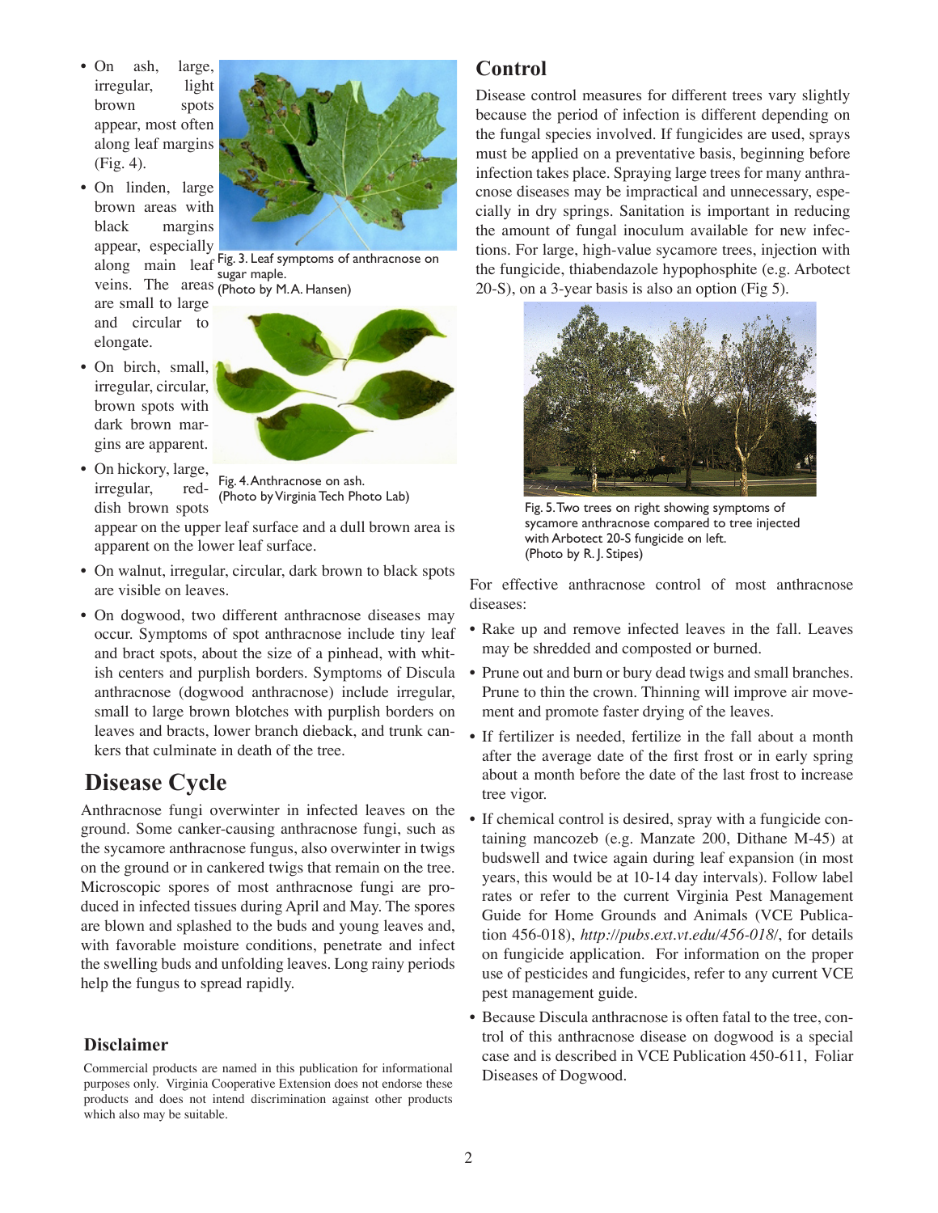- On ash, large, irregular, light brown spots appear, most often along leaf margins (Fig. 4).
- On linden, large brown areas with black margins appear, especially along main leaf veins. The areas are small to large and circular to elongate.
- On birch, small, irregular, circular, brown spots with dark brown margins are apparent.
- On hickory, large, irregular, reddish brown spots appear on the upper leaf surface and a dull brown area is apparent on the lower leaf surface.
- On walnut, irregular, circular, dark brown to black spots are visible on leaves.
- On dogwood, two different anthracnose diseases may occur. Symptoms of spot anthracnose include tiny leaf and bract spots, about the size of a pinhead, with whitish centers and purplish borders. Symptoms of Discula anthracnose (dogwood anthracnose) include irregular, small to large brown blotches with purplish borders on leaves and bracts, lower branch dieback, and trunk cankers that culminate in death of the tree.

Fig. 3. Leaf symptoms of anthracnose on sugar maple.
(Photo by M.A. Hansen)

Fig. 4. Anthracnose on ash.
(Photo by Virginia Tech Photo Lab)

## Disease Cycle

Anthracnose fungi overwinter in infected leaves on the ground. Some canker-causing anthracnose fungi, such as the sycamore anthracnose fungus, also overwinter in twigs on the ground or in cankered twigs that remain on the tree. Microscopic spores of most anthracnose fungi are produced in infected tissues during April and May. The spores are blown and splashed to the buds and young leaves and, with favorable moisture conditions, penetrate and infect the swelling buds and unfolding leaves. Long rainy periods help the fungus to spread rapidly.

### Disclaimer

Commercial products are named in this publication for informational purposes only. Virginia Cooperative Extension does not endorse these products and does not intend discrimination against other products which also may be suitable.

## Control

Disease control measures for different trees vary slightly because the period of infection is different depending on the fungal species involved. If fungicides are used, sprays must be applied on a preventative basis, beginning before infection takes place. Spraying large trees for many anthracnose diseases may be impractical and unnecessary, especially in dry springs. Sanitation is important in reducing the amount of fungal inoculum available for new infections. For large, high-value sycamore trees, injection with the fungicide, thiabendazole hypophosphite (e.g. Arbotect 20-S), on a 3-year basis is also an option (Fig 5).

Fig. 5. Two trees on right showing symptoms of sycamore anthracnose compared to tree injected with Arbotect 20-S fungicide on left.
(Photo by R. J. Stipes)

For effective anthracnose control of most anthracnose diseases:

- Rake up and remove infected leaves in the fall. Leaves may be shredded and composted or burned.
- Prune out and burn or bury dead twigs and small branches. Prune to thin the crown. Thinning will improve air movement and promote faster drying of the leaves.
- If fertilizer is needed, fertilize in the fall about a month after the average date of the first frost or in early spring about a month before the date of the last frost to increase tree vigor.
- If chemical control is desired, spray with a fungicide containing mancozeb (e.g. Manzate 200, Dithane M-45) at budswell and twice again during leaf expansion (in most years, this would be at 10-14 day intervals). Follow label rates or refer to the current Virginia Pest Management Guide for Home Grounds and Animals (VCE Publication 456-018), *http://pubs.ext.vt.edu/456-018/*, for details on fungicide application. For information on the proper use of pesticides and fungicides, refer to any current VCE pest management guide.
- Because Discula anthracnose is often fatal to the tree, control of this anthracnose disease on dogwood is a special case and is described in VCE Publication 450-611, Foliar Diseases of Dogwood.